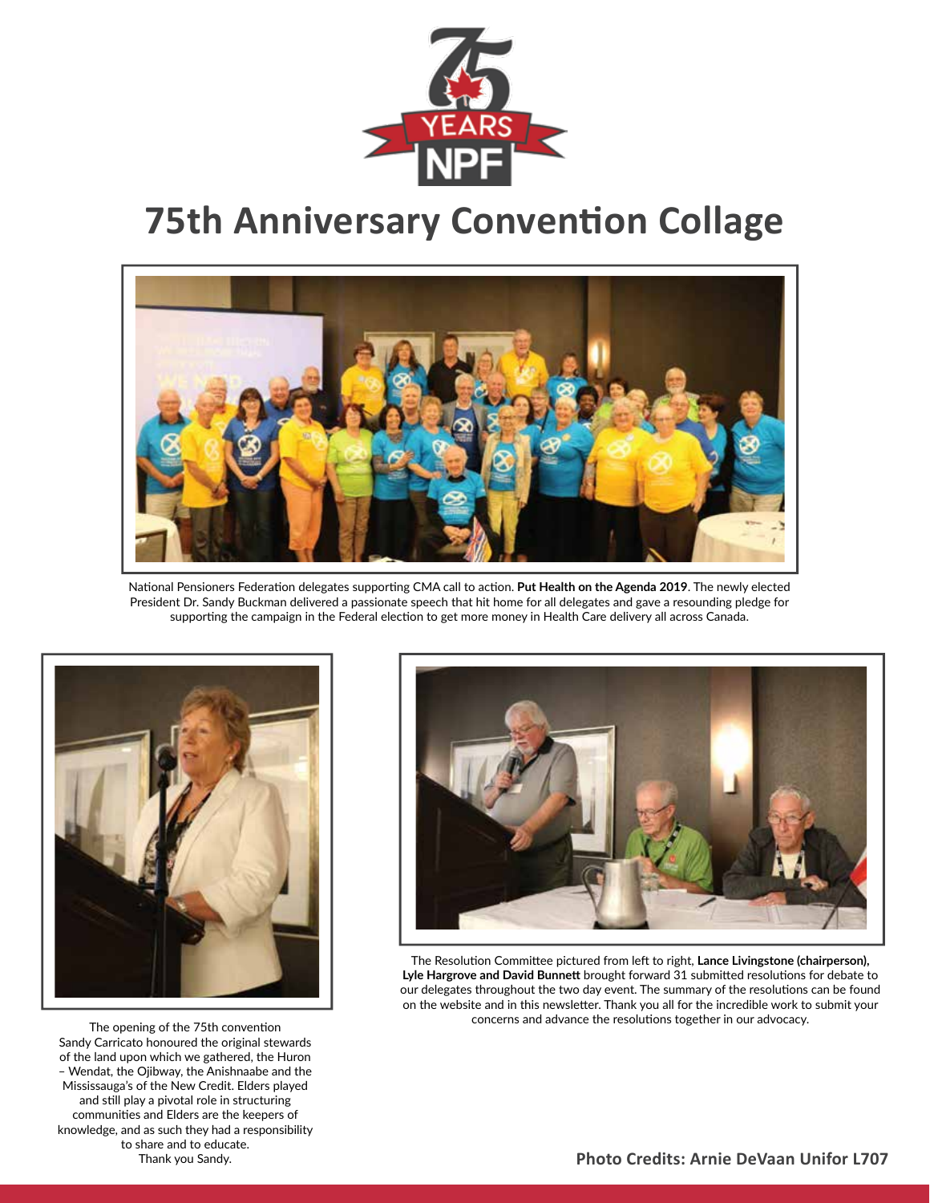# 75th Anniversary Convention Collage

National Pensioners Federation delegates supporting CMA call to action. **Put Health on the Agenda 2019**. The newly elected President Dr. Sandy Buckman delivered a passionate speech that hit home for all delegates and gave a resounding pledge for supporting the campaign in the Federal election to get more money in Health Care delivery all across Canada.

The opening of the 75th convention Sandy Carricato honoured the original stewards of the land upon which we gathered, the Huron – Wendat, the Ojibway, the Anishnaabe and the Mississauga's of the New Credit. Elders played and still play a pivotal role in structuring communities and Elders are the keepers of knowledge, and as such they had a responsibility to share and to educate. Thank you Sandy.

The Resolution Committee pictured from left to right, **Lance Livingstone (chairperson), Lyle Hargrove and David Bunnett** brought forward 31 submitted resolutions for debate to our delegates throughout the two day event. The summary of the resolutions can be found on the website and in this newsletter. Thank you all for the incredible work to submit your concerns and advance the resolutions together in our advocacy.

**Photo Credits: Arnie DeVaan Unifor L707**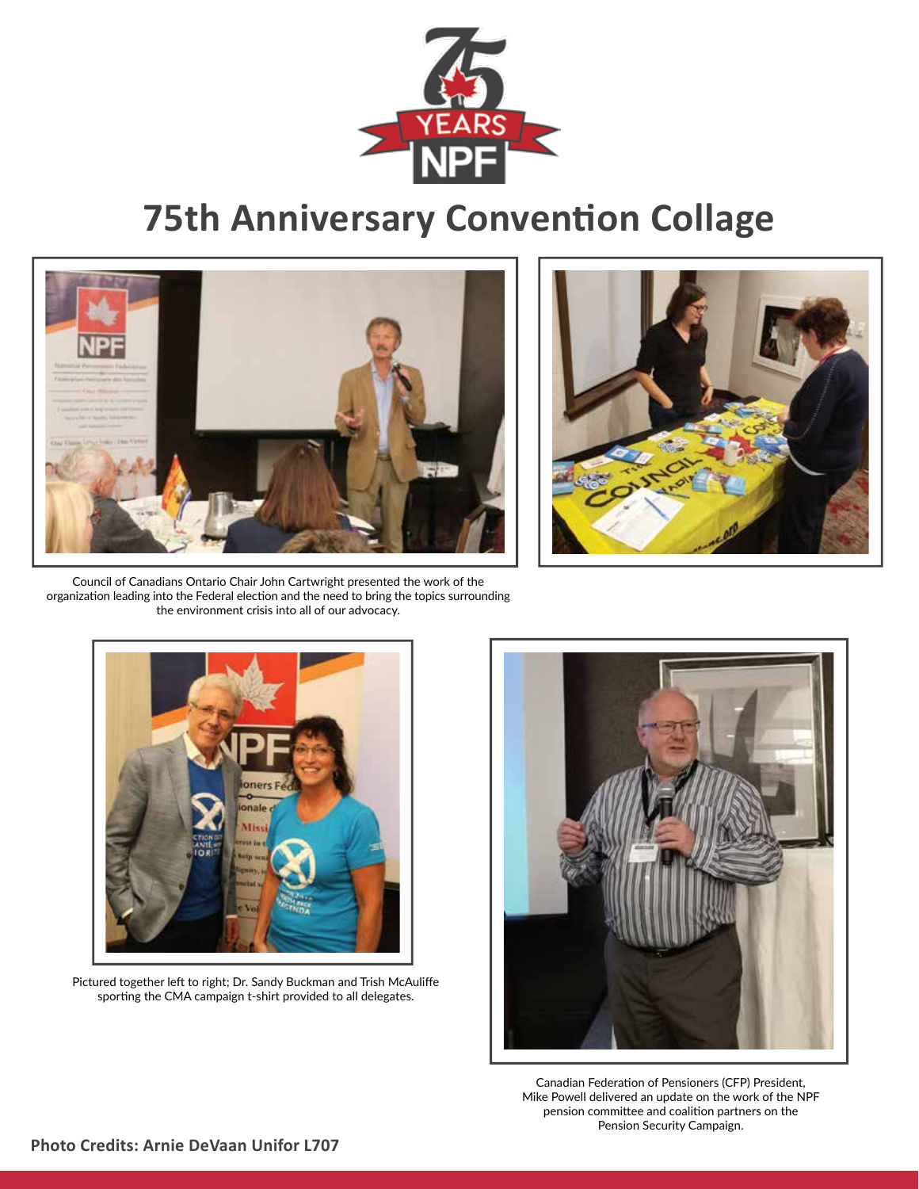# 75th Anniversary Convention Collage

Council of Canadians Ontario Chair John Cartwright presented the work of the organization leading into the Federal election and the need to bring the topics surrounding the environment crisis into all of our advocacy.

Pictured together left to right; Dr. Sandy Buckman and Trish McAuliffe sporting the CMA campaign t-shirt provided to all delegates.

Canadian Federation of Pensioners (CFP) President, Mike Powell delivered an update on the work of the NPF pension committee and coalition partners on the Pension Security Campaign.

**Photo Credits: Arnie DeVaan Unifor L707**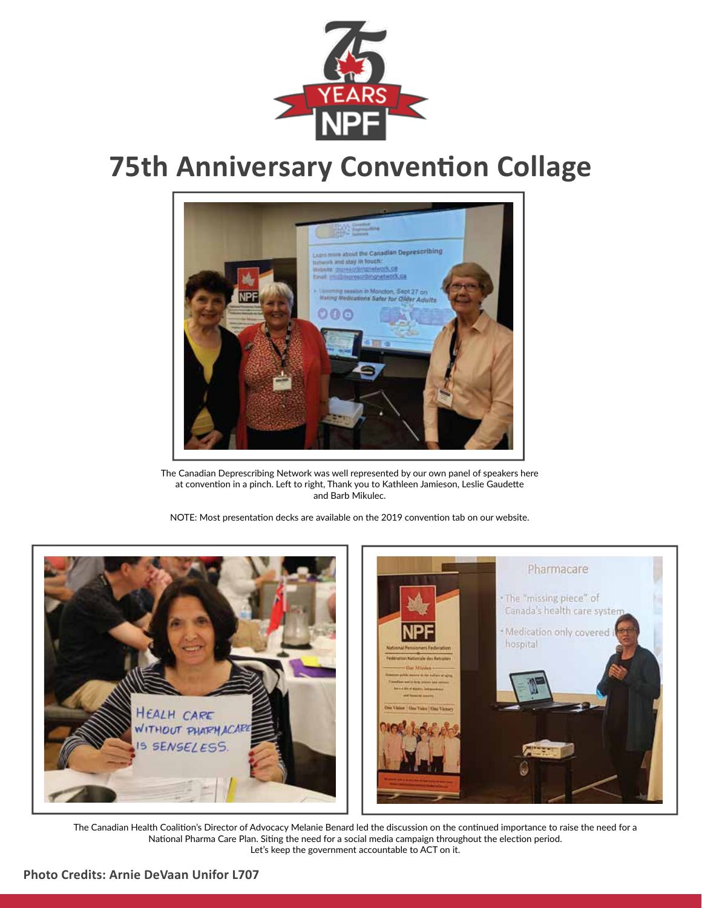# 75th Anniversary Convention Collage

The Canadian Deprescribing Network was well represented by our own panel of speakers here at convention in a pinch. Left to right, Thank you to Kathleen Jamieson, Leslie Gaudette and Barb Mikulec.

NOTE: Most presentation decks are available on the 2019 convention tab on our website.

The Canadian Health Coalition's Director of Advocacy Melanie Benard led the discussion on the continued importance to raise the need for a National Pharma Care Plan. Siting the need for a social media campaign throughout the election period. Let's keep the government accountable to ACT on it.

**Photo Credits: Arnie DeVaan Unifor L707**